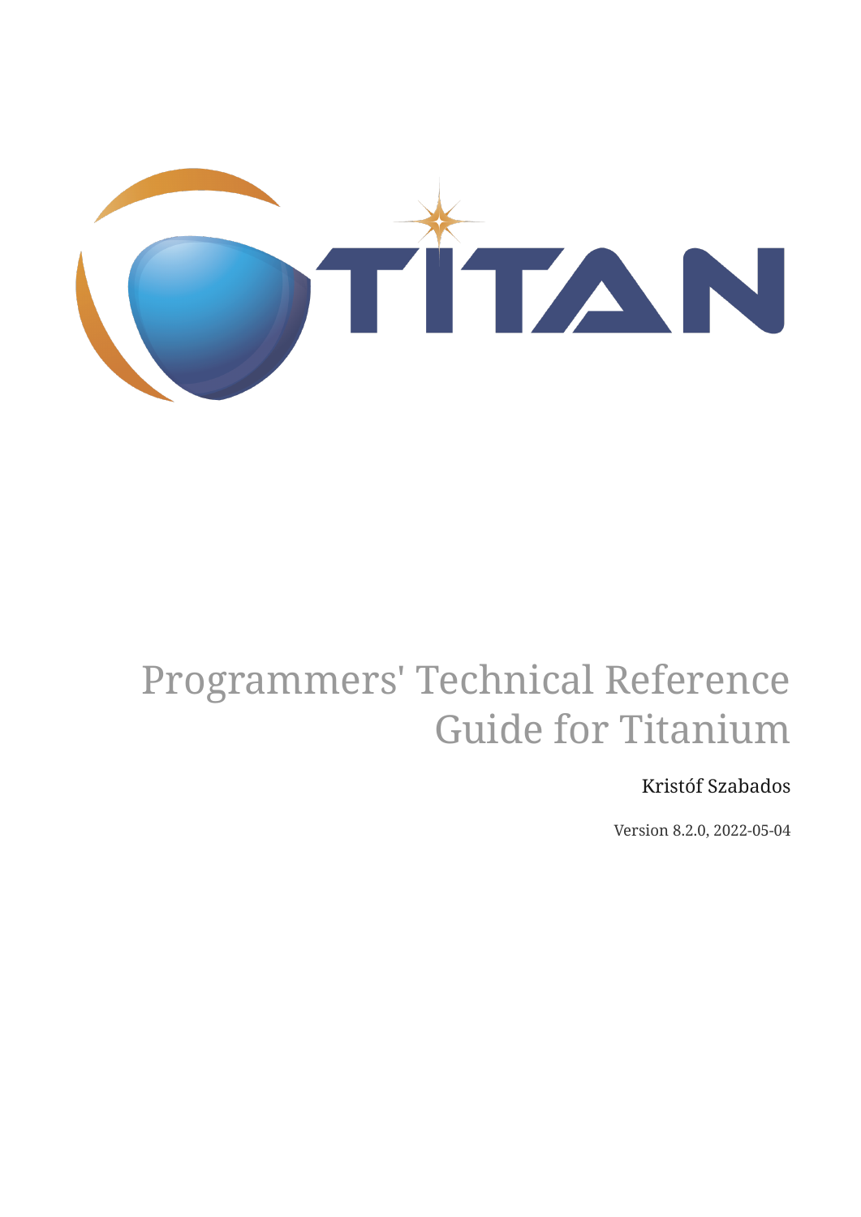# Programmers' Technical Reference Guide for Titanium

Kristóf Szabados

Version 8.2.0, 2022-05-04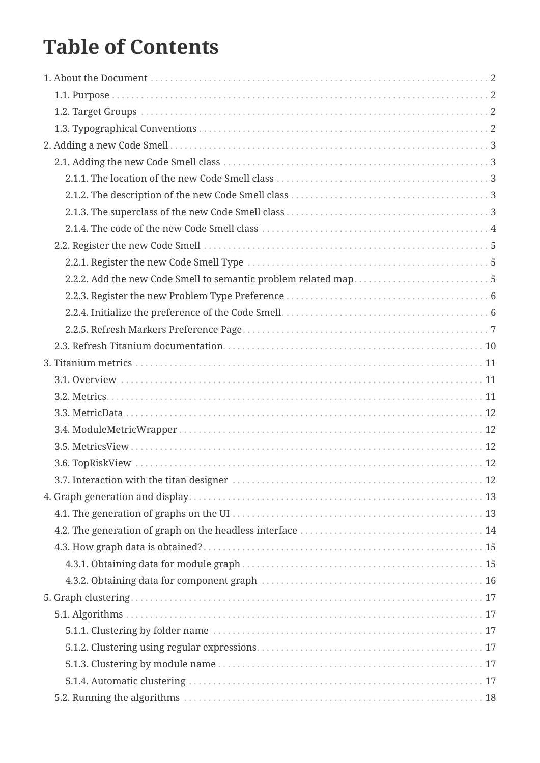# Table of Contents

- 1. About the Document . . . 2
  - 1.1. Purpose . . . 2
  - 1.2. Target Groups . . . 2
  - 1.3. Typographical Conventions . . . 2
- 2. Adding a new Code Smell . . . 3
  - 2.1. Adding the new Code Smell class . . . 3
    - 2.1.1. The location of the new Code Smell class . . . 3
    - 2.1.2. The description of the new Code Smell class . . . 3
    - 2.1.3. The superclass of the new Code Smell class . . . 3
    - 2.1.4. The code of the new Code Smell class . . . 4
  - 2.2. Register the new Code Smell . . . 5
    - 2.2.1. Register the new Code Smell Type . . . 5
    - 2.2.2. Add the new Code Smell to semantic problem related map . . . 5
    - 2.2.3. Register the new Problem Type Preference . . . 6
    - 2.2.4. Initialize the preference of the Code Smell . . . 6
    - 2.2.5. Refresh Markers Preference Page . . . 7
  - 2.3. Refresh Titanium documentation . . . 10
- 3. Titanium metrics . . . 11
  - 3.1. Overview . . . 11
  - 3.2. Metrics . . . 11
  - 3.3. MetricData . . . 12
  - 3.4. ModuleMetricWrapper . . . 12
  - 3.5. MetricsView . . . 12
  - 3.6. TopRiskView . . . 12
  - 3.7. Interaction with the titan designer . . . 12
- 4. Graph generation and display . . . 13
  - 4.1. The generation of graphs on the UI . . . 13
  - 4.2. The generation of graph on the headless interface . . . 14
  - 4.3. How graph data is obtained? . . . 15
    - 4.3.1. Obtaining data for module graph . . . 15
    - 4.3.2. Obtaining data for component graph . . . 16
- 5. Graph clustering . . . 17
  - 5.1. Algorithms . . . 17
    - 5.1.1. Clustering by folder name . . . 17
    - 5.1.2. Clustering using regular expressions . . . 17
    - 5.1.3. Clustering by module name . . . 17
    - 5.1.4. Automatic clustering . . . 17
  - 5.2. Running the algorithms . . . 18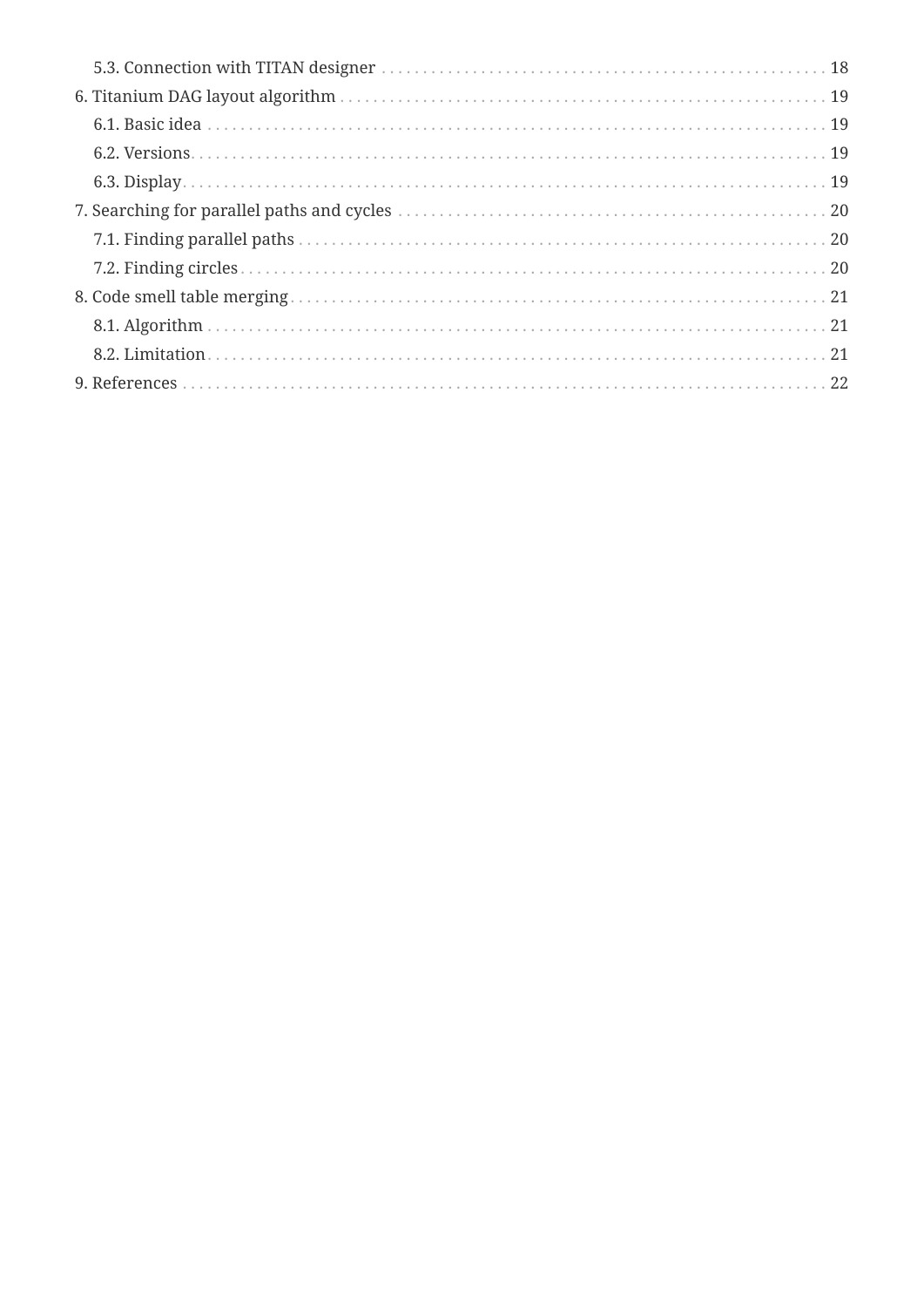5.3. Connection with TITAN designer . . . . . . . . . . . . . . . . . . . . . . . . . . . . . . . . . . . . . . . . . . . . . . . . . . . . . . 18

6. Titanium DAG layout algorithm . . . . . . . . . . . . . . . . . . . . . . . . . . . . . . . . . . . . . . . . . . . . . . . . . . . . . . . . . . 19

6.1. Basic idea . . . . . . . . . . . . . . . . . . . . . . . . . . . . . . . . . . . . . . . . . . . . . . . . . . . . . . . . . . . . . . . . . . . . . . . 19

6.2. Versions . . . . . . . . . . . . . . . . . . . . . . . . . . . . . . . . . . . . . . . . . . . . . . . . . . . . . . . . . . . . . . . . . . . . . . . . . 19

6.3. Display . . . . . . . . . . . . . . . . . . . . . . . . . . . . . . . . . . . . . . . . . . . . . . . . . . . . . . . . . . . . . . . . . . . . . . . . . . 19

7. Searching for parallel paths and cycles . . . . . . . . . . . . . . . . . . . . . . . . . . . . . . . . . . . . . . . . . . . . . . . . . . . . 20

7.1. Finding parallel paths . . . . . . . . . . . . . . . . . . . . . . . . . . . . . . . . . . . . . . . . . . . . . . . . . . . . . . . . . . . . . . . 20

7.2. Finding circles . . . . . . . . . . . . . . . . . . . . . . . . . . . . . . . . . . . . . . . . . . . . . . . . . . . . . . . . . . . . . . . . . . . . . 20

8. Code smell table merging . . . . . . . . . . . . . . . . . . . . . . . . . . . . . . . . . . . . . . . . . . . . . . . . . . . . . . . . . . . . . 21

8.1. Algorithm . . . . . . . . . . . . . . . . . . . . . . . . . . . . . . . . . . . . . . . . . . . . . . . . . . . . . . . . . . . . . . . . . . . . . . . 21

8.2. Limitation . . . . . . . . . . . . . . . . . . . . . . . . . . . . . . . . . . . . . . . . . . . . . . . . . . . . . . . . . . . . . . . . . . . . . . . 21

9. References . . . . . . . . . . . . . . . . . . . . . . . . . . . . . . . . . . . . . . . . . . . . . . . . . . . . . . . . . . . . . . . . . . . . . . . . . 22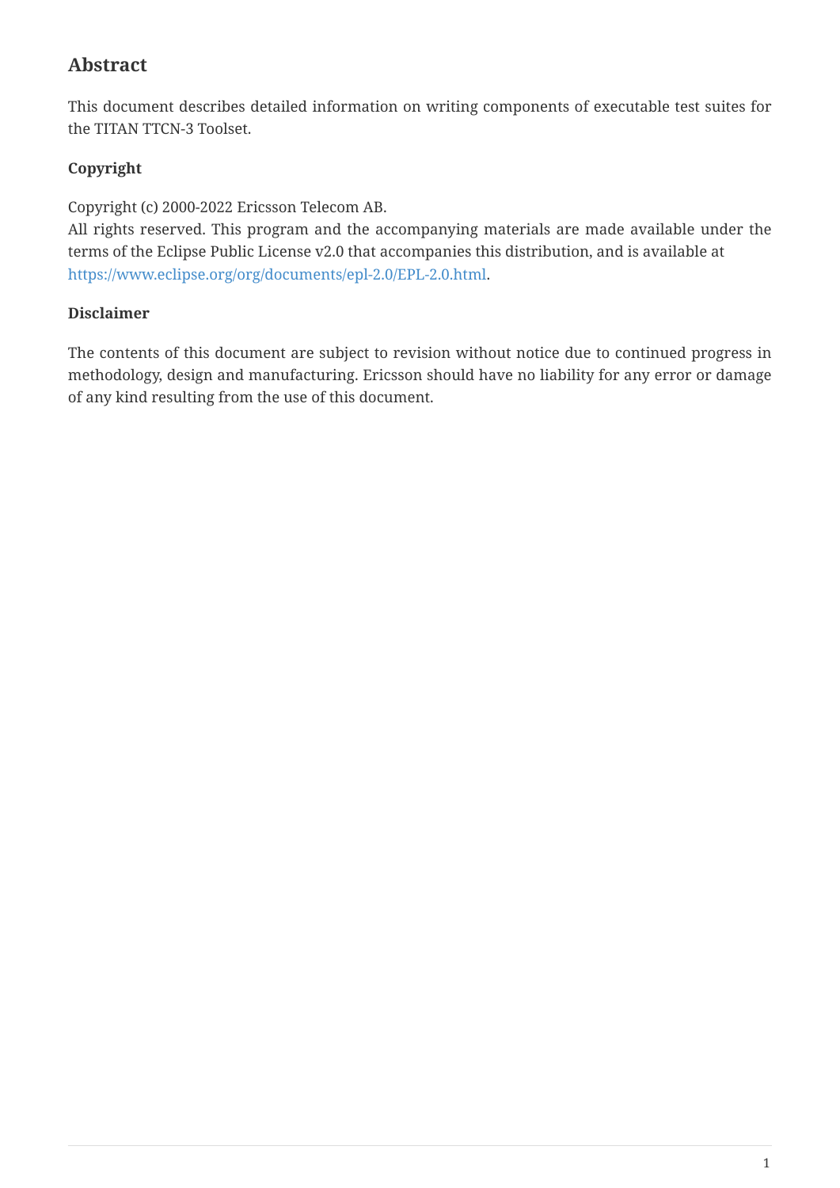## Abstract

This document describes detailed information on writing components of executable test suites for the TITAN TTCN-3 Toolset.

**Copyright**

Copyright (c) 2000-2022 Ericsson Telecom AB.
All rights reserved. This program and the accompanying materials are made available under the terms of the Eclipse Public License v2.0 that accompanies this distribution, and is available at https://www.eclipse.org/org/documents/epl-2.0/EPL-2.0.html.

**Disclaimer**

The contents of this document are subject to revision without notice due to continued progress in methodology, design and manufacturing. Ericsson should have no liability for any error or damage of any kind resulting from the use of this document.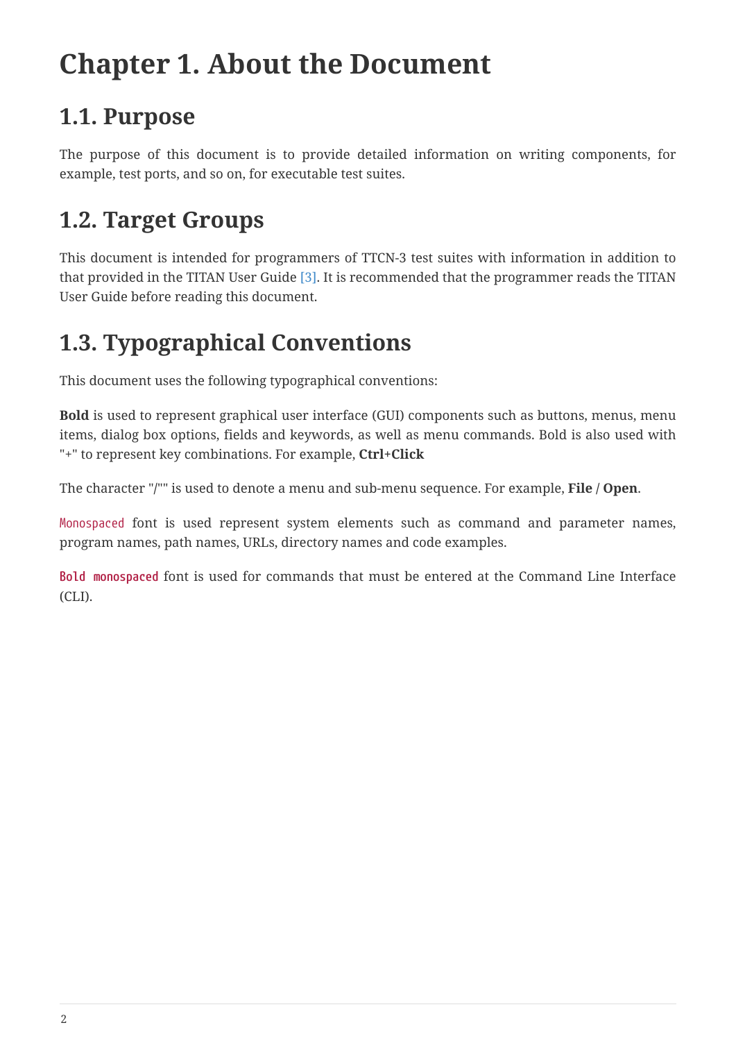# Chapter 1. About the Document

## 1.1. Purpose

The purpose of this document is to provide detailed information on writing components, for example, test ports, and so on, for executable test suites.

## 1.2. Target Groups

This document is intended for programmers of TTCN-3 test suites with information in addition to that provided in the TITAN User Guide [3]. It is recommended that the programmer reads the TITAN User Guide before reading this document.

## 1.3. Typographical Conventions

This document uses the following typographical conventions:

**Bold** is used to represent graphical user interface (GUI) components such as buttons, menus, menu items, dialog box options, fields and keywords, as well as menu commands. Bold is also used with "+" to represent key combinations. For example, **Ctrl+Click**

The character "/"" is used to denote a menu and sub-menu sequence. For example, **File / Open**.

`Monospaced` font is used represent system elements such as command and parameter names, program names, path names, URLs, directory names and code examples.

**`Bold monospaced`** font is used for commands that must be entered at the Command Line Interface (CLI).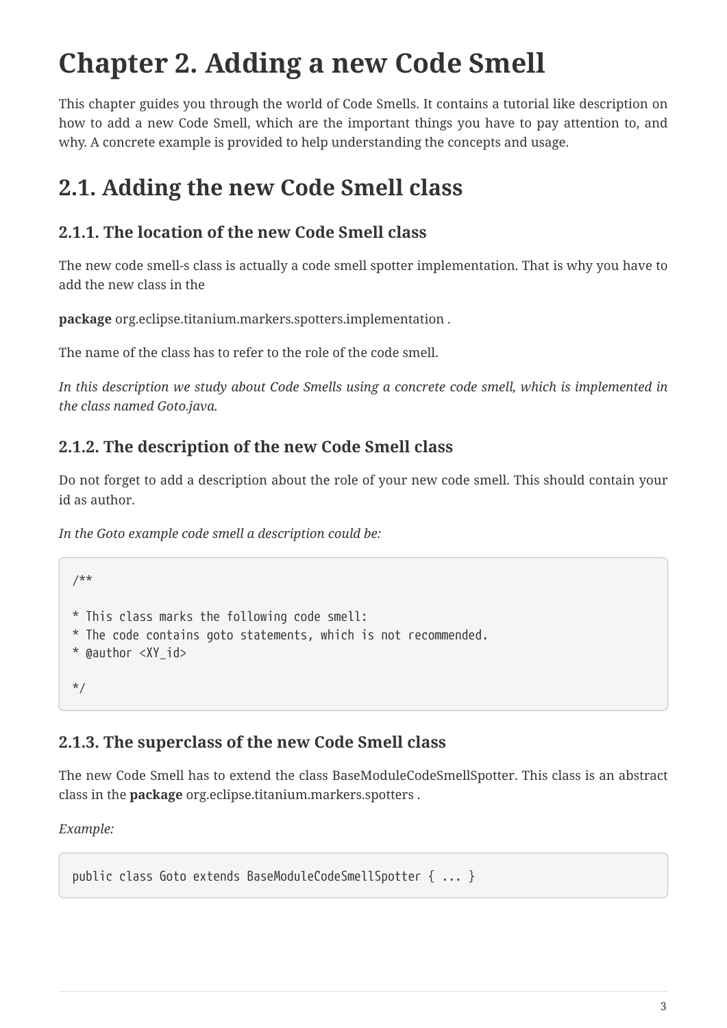# Chapter 2. Adding a new Code Smell

This chapter guides you through the world of Code Smells. It contains a tutorial like description on how to add a new Code Smell, which are the important things you have to pay attention to, and why. A concrete example is provided to help understanding the concepts and usage.

## 2.1. Adding the new Code Smell class

### 2.1.1. The location of the new Code Smell class

The new code smell-s class is actually a code smell spotter implementation. That is why you have to add the new class in the

**package** org.eclipse.titanium.markers.spotters.implementation .

The name of the class has to refer to the role of the code smell.

*In this description we study about Code Smells using a concrete code smell, which is implemented in the class named Goto.java.*

### 2.1.2. The description of the new Code Smell class

Do not forget to add a description about the role of your new code smell. This should contain your id as author.

*In the Goto example code smell a description could be:*

```
/**

* This class marks the following code smell:
* The code contains goto statements, which is not recommended.
* @author <XY_id>

*/
```

### 2.1.3. The superclass of the new Code Smell class

The new Code Smell has to extend the class BaseModuleCodeSmellSpotter. This class is an abstract class in the **package** org.eclipse.titanium.markers.spotters .

*Example:*

```
public class Goto extends BaseModuleCodeSmellSpotter { ... }
```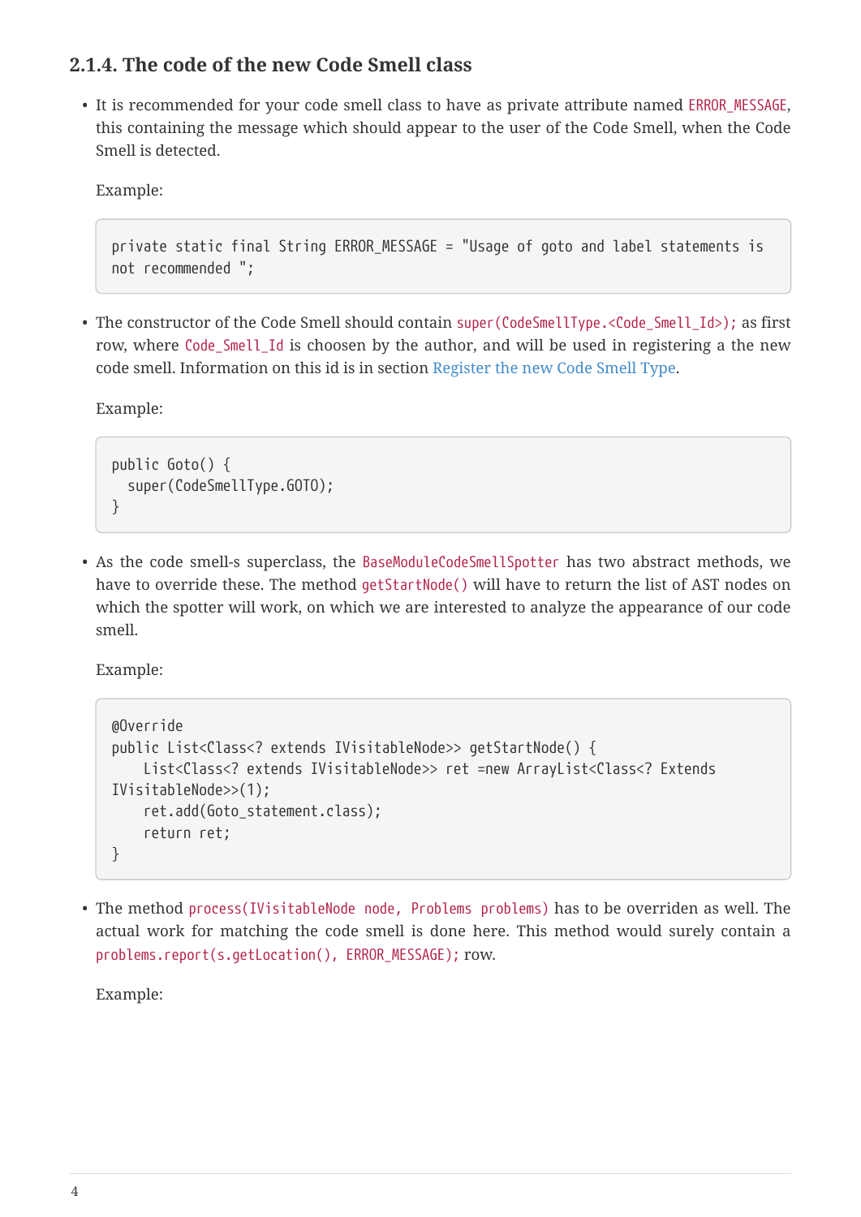### 2.1.4. The code of the new Code Smell class

- It is recommended for your code smell class to have as private attribute named `ERROR_MESSAGE`, this containing the message which should appear to the user of the Code Smell, when the Code Smell is detected.

  Example:

  ```
  private static final String ERROR_MESSAGE = "Usage of goto and label statements is not recommended ";
  ```

- The constructor of the Code Smell should contain `super(CodeSmellType.<Code_Smell_Id>);` as first row, where `Code_Smell_Id` is choosen by the author, and will be used in registering a the new code smell. Information on this id is in section Register the new Code Smell Type.

  Example:

  ```
  public Goto() {
    super(CodeSmellType.GOTO);
  }
  ```

- As the code smell-s superclass, the `BaseModuleCodeSmellSpotter` has two abstract methods, we have to override these. The method `getStartNode()` will have to return the list of AST nodes on which the spotter will work, on which we are interested to analyze the appearance of our code smell.

  Example:

  ```
  @Override
  public List<Class<? extends IVisitableNode>> getStartNode() {
      List<Class<? extends IVisitableNode>> ret =new ArrayList<Class<? Extends IVisitableNode>>(1);
      ret.add(Goto_statement.class);
      return ret;
  }
  ```

- The method `process(IVisitableNode node, Problems problems)` has to be overriden as well. The actual work for matching the code smell is done here. This method would surely contain a `problems.report(s.getLocation(), ERROR_MESSAGE);` row.

  Example: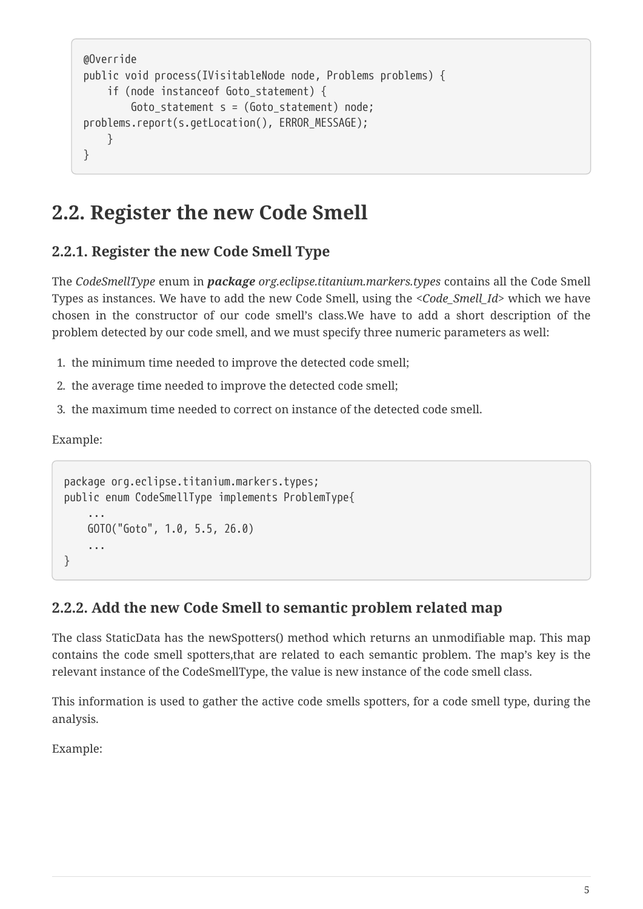```
@Override
public void process(IVisitableNode node, Problems problems) {
    if (node instanceof Goto_statement) {
        Goto_statement s = (Goto_statement) node;
problems.report(s.getLocation(), ERROR_MESSAGE);
    }
}
```

## 2.2. Register the new Code Smell

### 2.2.1. Register the new Code Smell Type

The *CodeSmellType* enum in ***package*** *org.eclipse.titanium.markers.types* contains all the Code Smell Types as instances. We have to add the new Code Smell, using the <*Code_Smell_Id*> which we have chosen in the constructor of our code smell's class.We have to add a short description of the problem detected by our code smell, and we must specify three numeric parameters as well:

1. the minimum time needed to improve the detected code smell;
2. the average time needed to improve the detected code smell;
3. the maximum time needed to correct on instance of the detected code smell.

Example:

```
package org.eclipse.titanium.markers.types;
public enum CodeSmellType implements ProblemType{
    ...
    GOTO("Goto", 1.0, 5.5, 26.0)
    ...
}
```

### 2.2.2. Add the new Code Smell to semantic problem related map

The class StaticData has the newSpotters() method which returns an unmodifiable map. This map contains the code smell spotters,that are related to each semantic problem. The map's key is the relevant instance of the CodeSmellType, the value is new instance of the code smell class.

This information is used to gather the active code smells spotters, for a code smell type, during the analysis.

Example: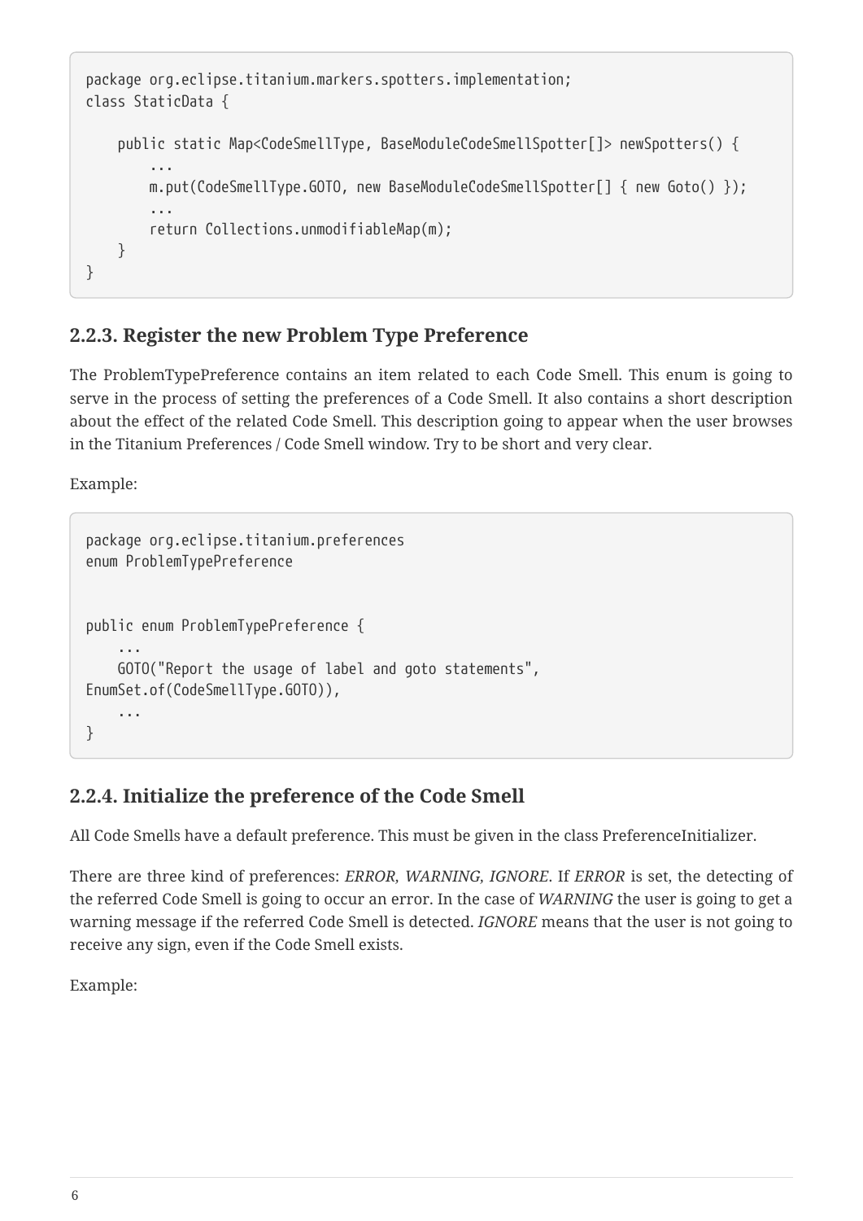```
package org.eclipse.titanium.markers.spotters.implementation;
class StaticData {

    public static Map<CodeSmellType, BaseModuleCodeSmellSpotter[]> newSpotters() {
        ...
        m.put(CodeSmellType.GOTO, new BaseModuleCodeSmellSpotter[] { new Goto() });
        ...
        return Collections.unmodifiableMap(m);
    }
}
```

### 2.2.3. Register the new Problem Type Preference

The ProblemTypePreference contains an item related to each Code Smell. This enum is going to serve in the process of setting the preferences of a Code Smell. It also contains a short description about the effect of the related Code Smell. This description going to appear when the user browses in the Titanium Preferences / Code Smell window. Try to be short and very clear.

Example:

```
package org.eclipse.titanium.preferences
enum ProblemTypePreference


public enum ProblemTypePreference {
    ...
    GOTO("Report the usage of label and goto statements",
EnumSet.of(CodeSmellType.GOTO)),
    ...
}
```

### 2.2.4. Initialize the preference of the Code Smell

All Code Smells have a default preference. This must be given in the class PreferenceInitializer.

There are three kind of preferences: *ERROR, WARNING, IGNORE*. If *ERROR* is set, the detecting of the referred Code Smell is going to occur an error. In the case of *WARNING* the user is going to get a warning message if the referred Code Smell is detected. *IGNORE* means that the user is not going to receive any sign, even if the Code Smell exists.

Example: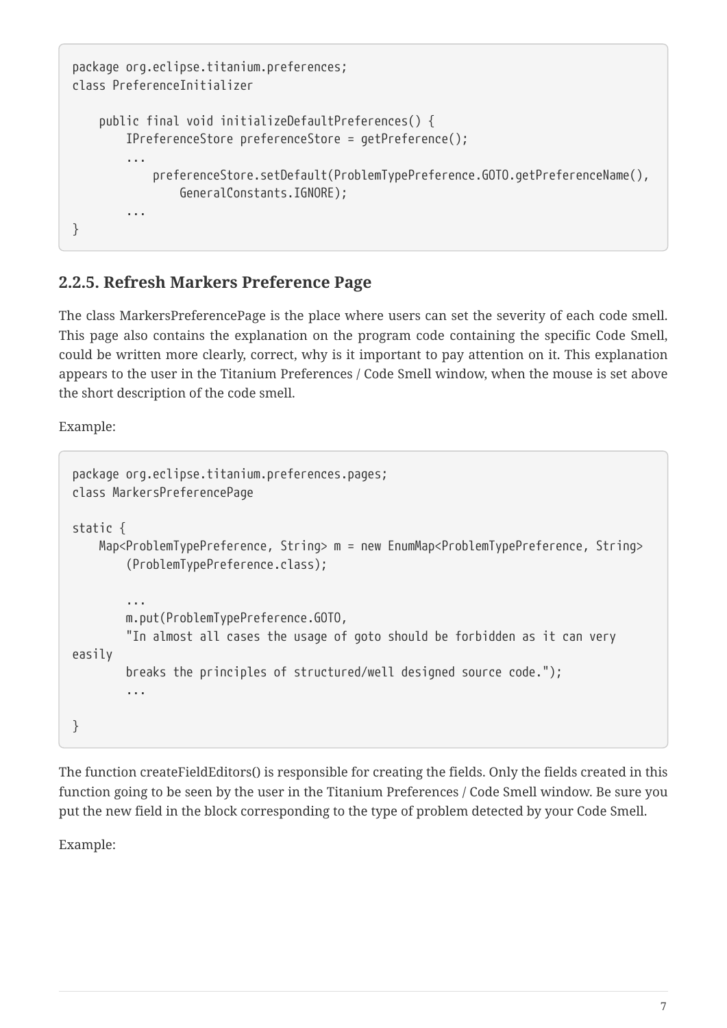```
package org.eclipse.titanium.preferences;
class PreferenceInitializer

    public final void initializeDefaultPreferences() {
        IPreferenceStore preferenceStore = getPreference();
        ...
            preferenceStore.setDefault(ProblemTypePreference.GOTO.getPreferenceName(),
                GeneralConstants.IGNORE);
        ...
}
```

### 2.2.5. Refresh Markers Preference Page

The class MarkersPreferencePage is the place where users can set the severity of each code smell. This page also contains the explanation on the program code containing the specific Code Smell, could be written more clearly, correct, why is it important to pay attention on it. This explanation appears to the user in the Titanium Preferences / Code Smell window, when the mouse is set above the short description of the code smell.

Example:

```
package org.eclipse.titanium.preferences.pages;
class MarkersPreferencePage

static {
    Map<ProblemTypePreference, String> m = new EnumMap<ProblemTypePreference, String>
        (ProblemTypePreference.class);

        ...
        m.put(ProblemTypePreference.GOTO,
        "In almost all cases the usage of goto should be forbidden as it can very
easily
        breaks the principles of structured/well designed source code.");
        ...

}
```

The function createFieldEditors() is responsible for creating the fields. Only the fields created in this function going to be seen by the user in the Titanium Preferences / Code Smell window. Be sure you put the new field in the block corresponding to the type of problem detected by your Code Smell.

Example: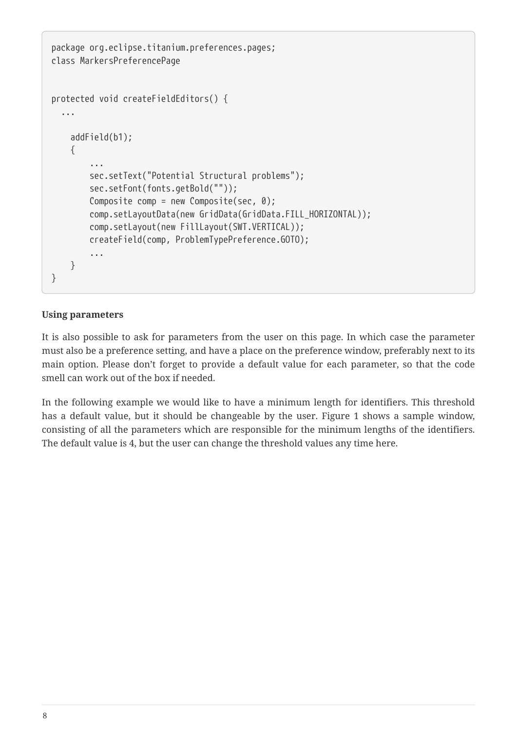```
package org.eclipse.titanium.preferences.pages;
class MarkersPreferencePage


protected void createFieldEditors() {
  ...

    addField(b1);
    {
        ...
        sec.setText("Potential Structural problems");
        sec.setFont(fonts.getBold(""));
        Composite comp = new Composite(sec, 0);
        comp.setLayoutData(new GridData(GridData.FILL_HORIZONTAL));
        comp.setLayout(new FillLayout(SWT.VERTICAL));
        createField(comp, ProblemTypePreference.GOTO);
        ...
    }
}
```

**Using parameters**

It is also possible to ask for parameters from the user on this page. In which case the parameter must also be a preference setting, and have a place on the preference window, preferably next to its main option. Please don't forget to provide a default value for each parameter, so that the code smell can work out of the box if needed.

In the following example we would like to have a minimum length for identifiers. This threshold has a default value, but it should be changeable by the user. Figure 1 shows a sample window, consisting of all the parameters which are responsible for the minimum lengths of the identifiers. The default value is 4, but the user can change the threshold values any time here.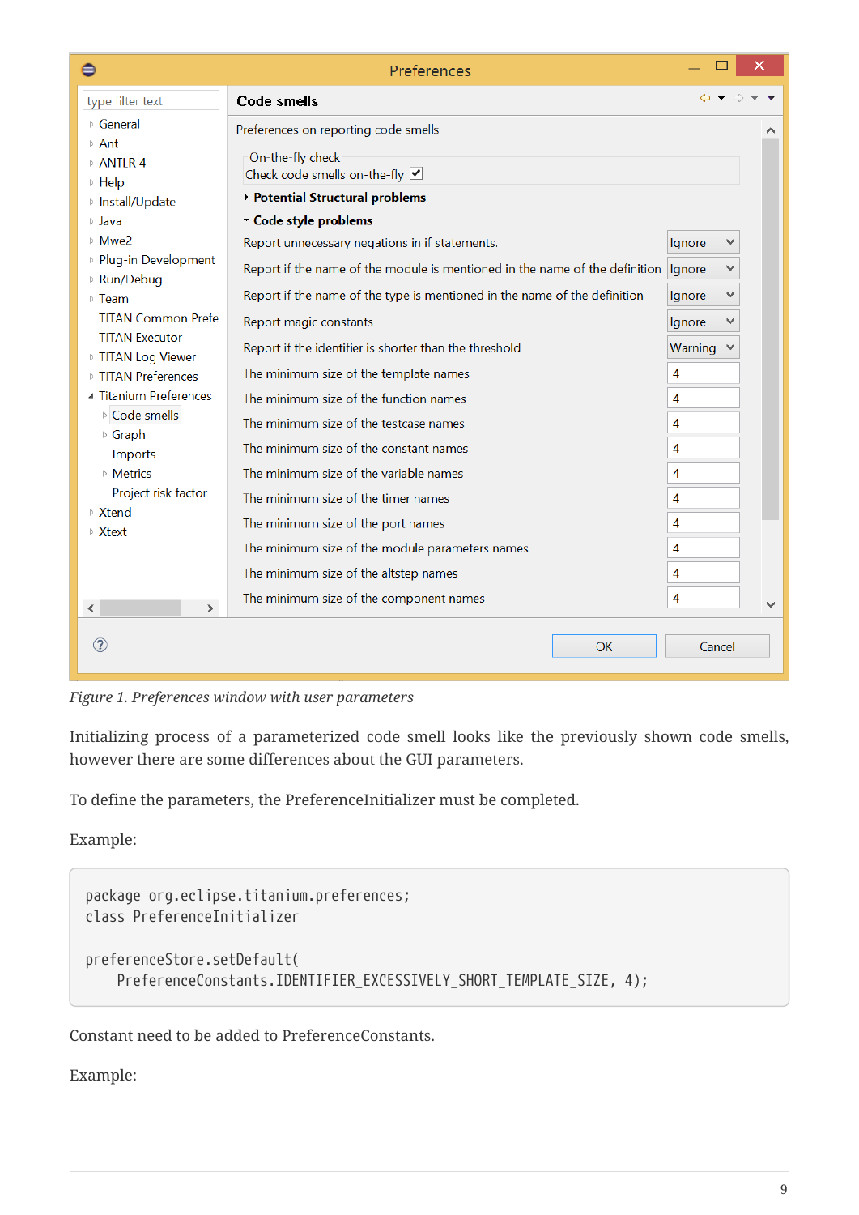*Figure 1. Preferences window with user parameters*

Initializing process of a parameterized code smell looks like the previously shown code smells, however there are some differences about the GUI parameters.

To define the parameters, the PreferenceInitializer must be completed.

Example:

```
package org.eclipse.titanium.preferences;
class PreferenceInitializer

preferenceStore.setDefault(
    PreferenceConstants.IDENTIFIER_EXCESSIVELY_SHORT_TEMPLATE_SIZE, 4);
```

Constant need to be added to PreferenceConstants.

Example: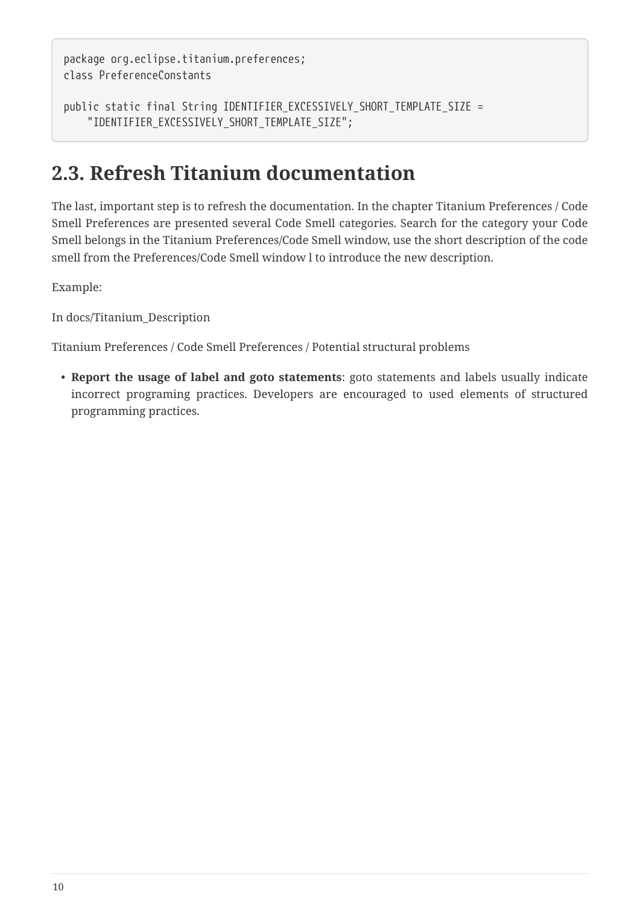```
package org.eclipse.titanium.preferences;
class PreferenceConstants

public static final String IDENTIFIER_EXCESSIVELY_SHORT_TEMPLATE_SIZE =
    "IDENTIFIER_EXCESSIVELY_SHORT_TEMPLATE_SIZE";
```

## 2.3. Refresh Titanium documentation

The last, important step is to refresh the documentation. In the chapter Titanium Preferences / Code Smell Preferences are presented several Code Smell categories. Search for the category your Code Smell belongs in the Titanium Preferences/Code Smell window, use the short description of the code smell from the Preferences/Code Smell window l to introduce the new description.

Example:

In docs/Titanium_Description

Titanium Preferences / Code Smell Preferences / Potential structural problems

- **Report the usage of label and goto statements**: goto statements and labels usually indicate incorrect programing practices. Developers are encouraged to used elements of structured programming practices.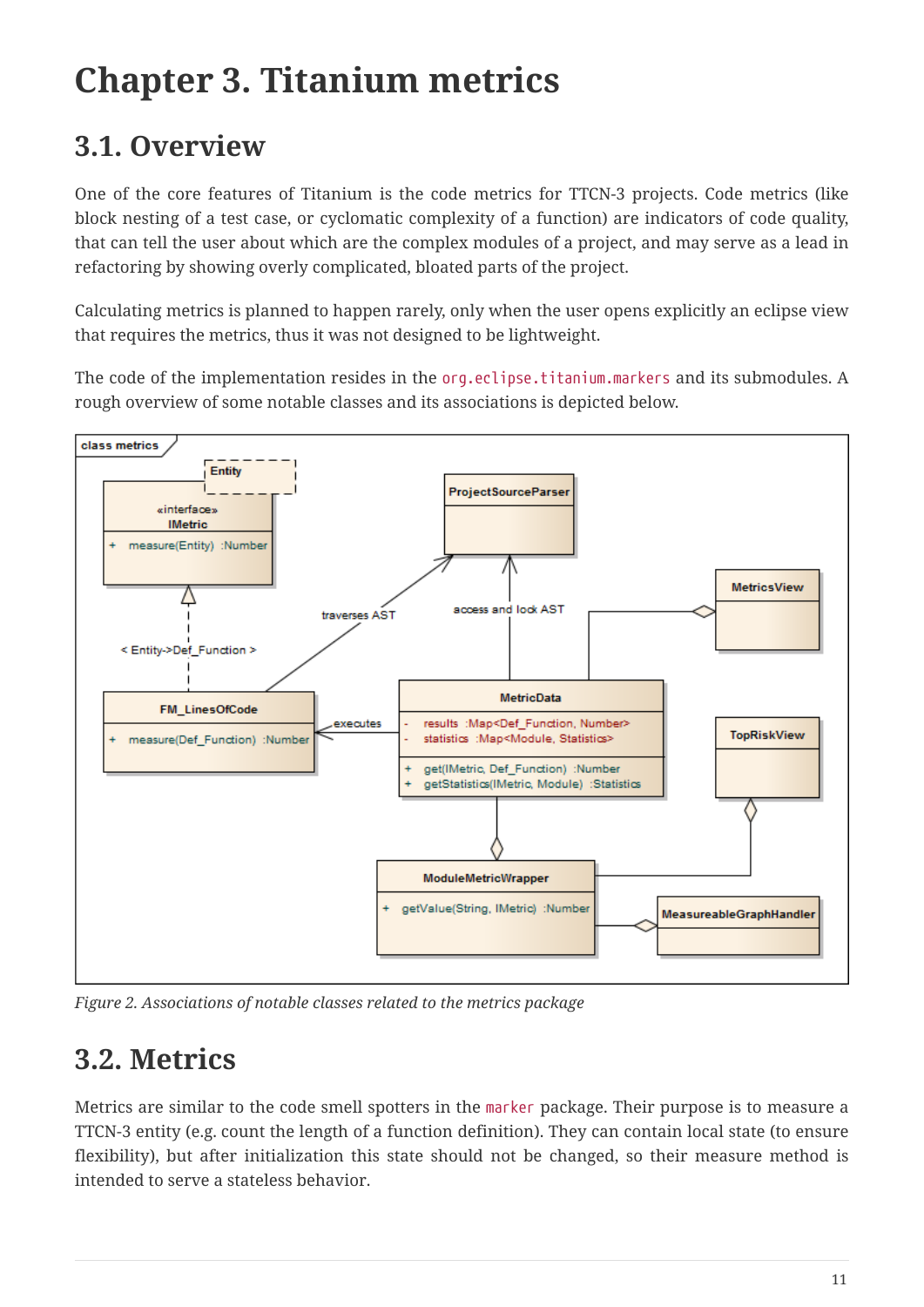# Chapter 3. Titanium metrics

## 3.1. Overview

One of the core features of Titanium is the code metrics for TTCN-3 projects. Code metrics (like block nesting of a test case, or cyclomatic complexity of a function) are indicators of code quality, that can tell the user about which are the complex modules of a project, and may serve as a lead in refactoring by showing overly complicated, bloated parts of the project.

Calculating metrics is planned to happen rarely, only when the user opens explicitly an eclipse view that requires the metrics, thus it was not designed to be lightweight.

The code of the implementation resides in the `org.eclipse.titanium.markers` and its submodules. A rough overview of some notable classes and its associations is depicted below.

*Figure 2. Associations of notable classes related to the metrics package*

## 3.2. Metrics

Metrics are similar to the code smell spotters in the `marker` package. Their purpose is to measure a TTCN-3 entity (e.g. count the length of a function definition). They can contain local state (to ensure flexibility), but after initialization this state should not be changed, so their measure method is intended to serve a stateless behavior.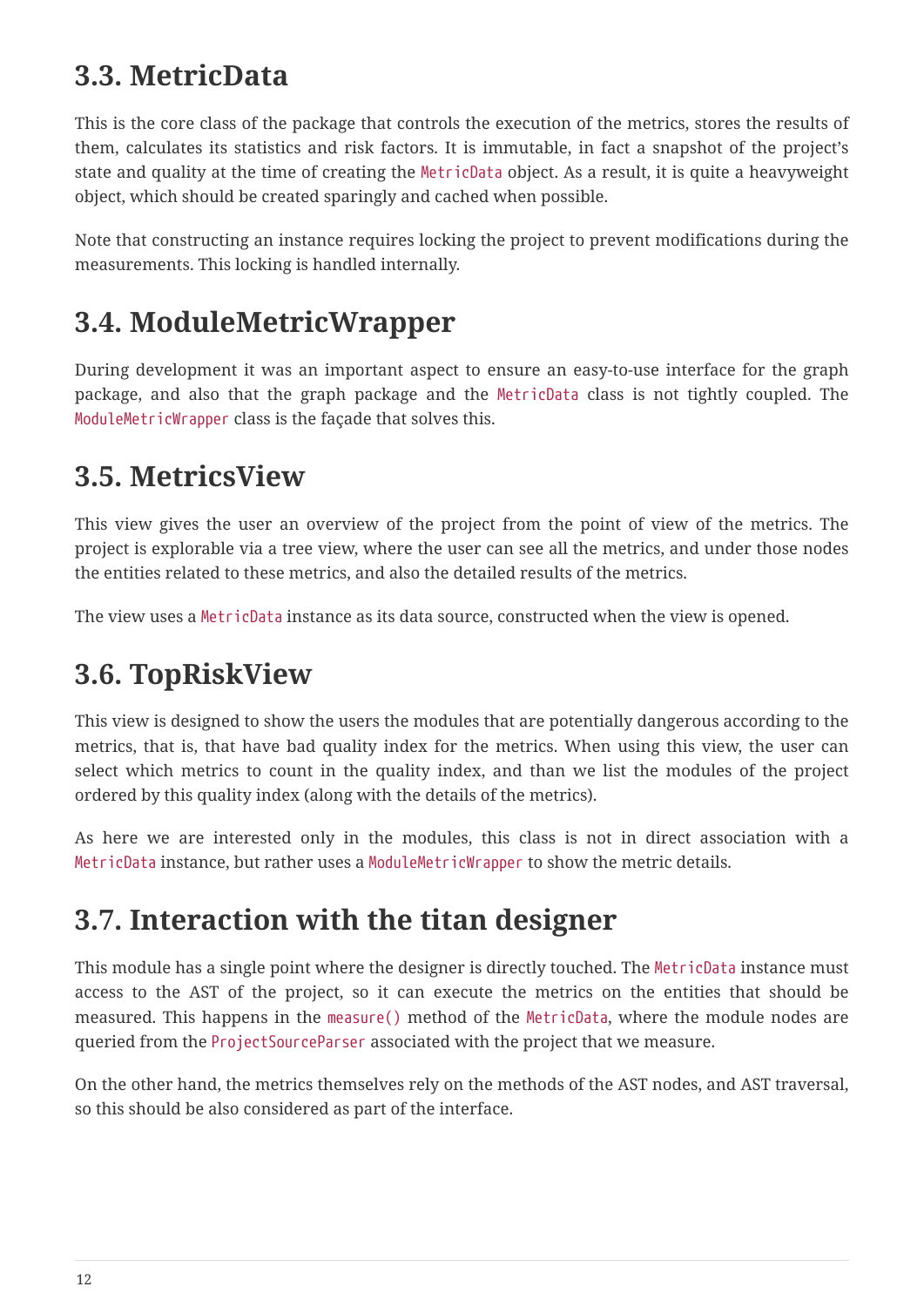## 3.3. MetricData

This is the core class of the package that controls the execution of the metrics, stores the results of them, calculates its statistics and risk factors. It is immutable, in fact a snapshot of the project's state and quality at the time of creating the `MetricData` object. As a result, it is quite a heavyweight object, which should be created sparingly and cached when possible.

Note that constructing an instance requires locking the project to prevent modifications during the measurements. This locking is handled internally.

## 3.4. ModuleMetricWrapper

During development it was an important aspect to ensure an easy-to-use interface for the graph package, and also that the graph package and the `MetricData` class is not tightly coupled. The `ModuleMetricWrapper` class is the façade that solves this.

## 3.5. MetricsView

This view gives the user an overview of the project from the point of view of the metrics. The project is explorable via a tree view, where the user can see all the metrics, and under those nodes the entities related to these metrics, and also the detailed results of the metrics.

The view uses a `MetricData` instance as its data source, constructed when the view is opened.

## 3.6. TopRiskView

This view is designed to show the users the modules that are potentially dangerous according to the metrics, that is, that have bad quality index for the metrics. When using this view, the user can select which metrics to count in the quality index, and than we list the modules of the project ordered by this quality index (along with the details of the metrics).

As here we are interested only in the modules, this class is not in direct association with a `MetricData` instance, but rather uses a `ModuleMetricWrapper` to show the metric details.

## 3.7. Interaction with the titan designer

This module has a single point where the designer is directly touched. The `MetricData` instance must access to the AST of the project, so it can execute the metrics on the entities that should be measured. This happens in the `measure()` method of the `MetricData`, where the module nodes are queried from the `ProjectSourceParser` associated with the project that we measure.

On the other hand, the metrics themselves rely on the methods of the AST nodes, and AST traversal, so this should be also considered as part of the interface.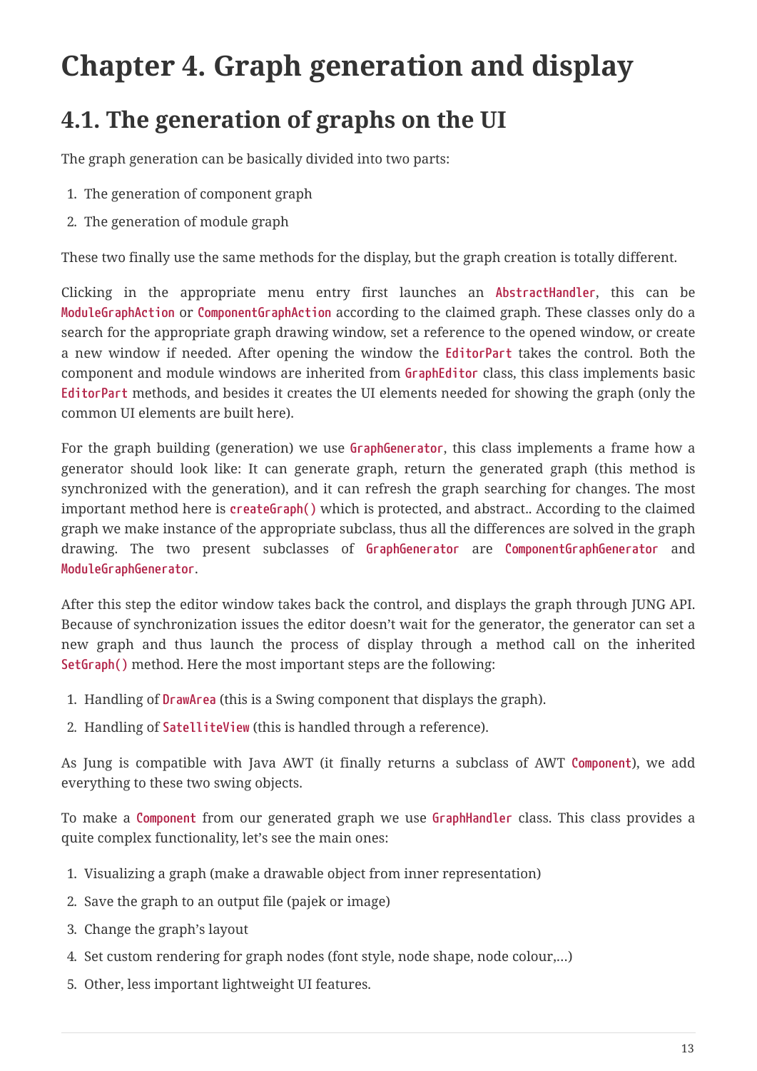# Chapter 4. Graph generation and display

## 4.1. The generation of graphs on the UI

The graph generation can be basically divided into two parts:

1. The generation of component graph
2. The generation of module graph

These two finally use the same methods for the display, but the graph creation is totally different.

Clicking in the appropriate menu entry first launches an `AbstractHandler`, this can be `ModuleGraphAction` or `ComponentGraphAction` according to the claimed graph. These classes only do a search for the appropriate graph drawing window, set a reference to the opened window, or create a new window if needed. After opening the window the `EditorPart` takes the control. Both the component and module windows are inherited from `GraphEditor` class, this class implements basic `EditorPart` methods, and besides it creates the UI elements needed for showing the graph (only the common UI elements are built here).

For the graph building (generation) we use `GraphGenerator`, this class implements a frame how a generator should look like: It can generate graph, return the generated graph (this method is synchronized with the generation), and it can refresh the graph searching for changes. The most important method here is `createGraph()` which is protected, and abstract.. According to the claimed graph we make instance of the appropriate subclass, thus all the differences are solved in the graph drawing. The two present subclasses of `GraphGenerator` are `ComponentGraphGenerator` and `ModuleGraphGenerator`.

After this step the editor window takes back the control, and displays the graph through JUNG API. Because of synchronization issues the editor doesn't wait for the generator, the generator can set a new graph and thus launch the process of display through a method call on the inherited `SetGraph()` method. Here the most important steps are the following:

1. Handling of `DrawArea` (this is a Swing component that displays the graph).
2. Handling of `SatelliteView` (this is handled through a reference).

As Jung is compatible with Java AWT (it finally returns a subclass of AWT `Component`), we add everything to these two swing objects.

To make a `Component` from our generated graph we use `GraphHandler` class. This class provides a quite complex functionality, let's see the main ones:

1. Visualizing a graph (make a drawable object from inner representation)
2. Save the graph to an output file (pajek or image)
3. Change the graph's layout
4. Set custom rendering for graph nodes (font style, node shape, node colour,…)
5. Other, less important lightweight UI features.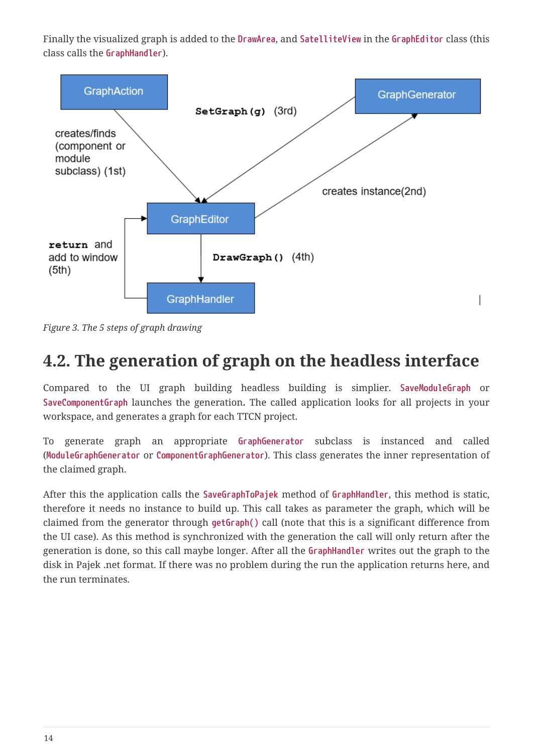Finally the visualized graph is added to the `DrawArea`, and `SatelliteView` in the `GraphEditor` class (this class calls the `GraphHandler`).

GraphAction

creates/finds (component or module subclass) (1st)

**SetGraph(g)** (3rd)

GraphGenerator

creates instance(2nd)

GraphEditor

**return** and add to window (5th)

**DrawGraph()** (4th)

GraphHandler

*Figure 3. The 5 steps of graph drawing*

## 4.2. The generation of graph on the headless interface

Compared to the UI graph building headless building is simplier. `SaveModuleGraph` or `SaveComponentGraph` launches the generation**.** The called application looks for all projects in your workspace, and generates a graph for each TTCN project.

To generate graph an appropriate `GraphGenerator` subclass is instanced and called (`ModuleGraphGenerator` or `ComponentGraphGenerator`). This class generates the inner representation of the claimed graph.

After this the application calls the `SaveGraphToPajek` method of `GraphHandler`, this method is static, therefore it needs no instance to build up. This call takes as parameter the graph, which will be claimed from the generator through `getGraph()` call (note that this is a significant difference from the UI case). As this method is synchronized with the generation the call will only return after the generation is done, so this call maybe longer. After all the `GraphHandler` writes out the graph to the disk in Pajek .net format. If there was no problem during the run the application returns here, and the run terminates.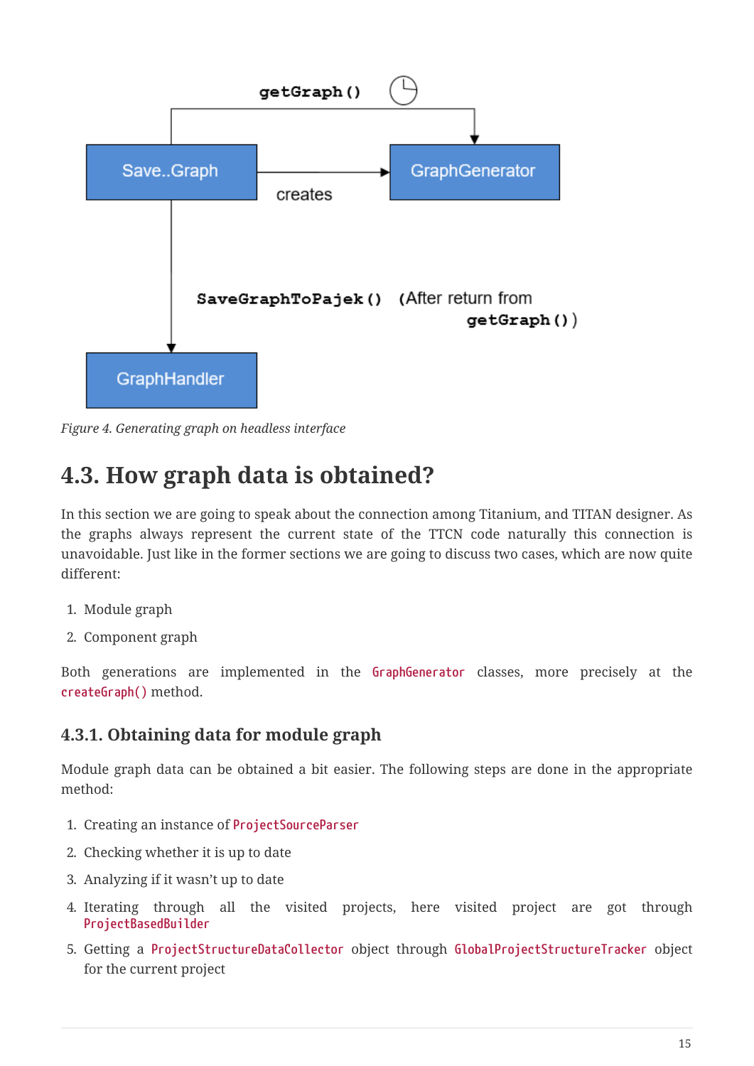getGraph()

Save..Graph —creates→ GraphGenerator

SaveGraphToPajek() (After return from getGraph())

GraphHandler

*Figure 4. Generating graph on headless interface*

## 4.3. How graph data is obtained?

In this section we are going to speak about the connection among Titanium, and TITAN designer. As the graphs always represent the current state of the TTCN code naturally this connection is unavoidable. Just like in the former sections we are going to discuss two cases, which are now quite different:

1. Module graph
2. Component graph

Both generations are implemented in the `GraphGenerator` classes, more precisely at the `createGraph()` method.

### 4.3.1. Obtaining data for module graph

Module graph data can be obtained a bit easier. The following steps are done in the appropriate method:

1. Creating an instance of `ProjectSourceParser`
2. Checking whether it is up to date
3. Analyzing if it wasn't up to date
4. Iterating through all the visited projects, here visited project are got through `ProjectBasedBuilder`
5. Getting a `ProjectStructureDataCollector` object through `GlobalProjectStructureTracker` object for the current project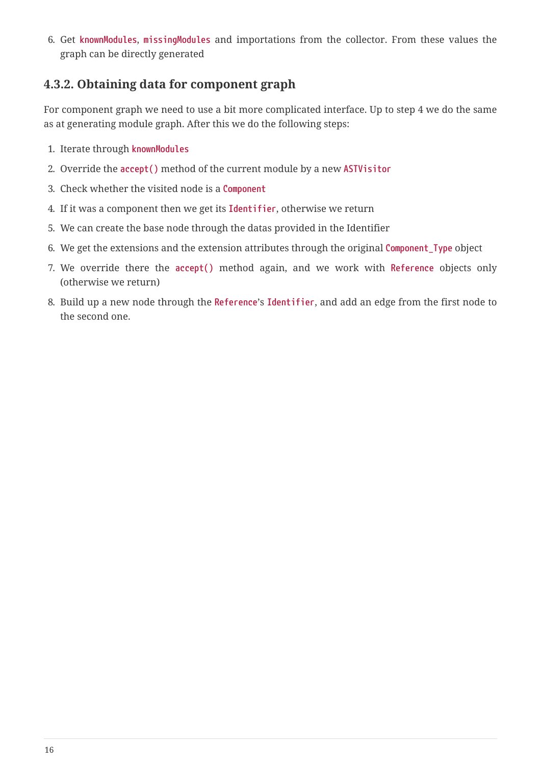6. Get `knownModules`, `missingModules` and importations from the collector. From these values the graph can be directly generated

### 4.3.2. Obtaining data for component graph

For component graph we need to use a bit more complicated interface. Up to step 4 we do the same as at generating module graph. After this we do the following steps:

1. Iterate through `knownModules`
2. Override the `accept()` method of the current module by a new `ASTVisitor`
3. Check whether the visited node is a `Component`
4. If it was a component then we get its `Identifier`, otherwise we return
5. We can create the base node through the datas provided in the Identifier
6. We get the extensions and the extension attributes through the original `Component_Type` object
7. We override there the `accept()` method again, and we work with `Reference` objects only (otherwise we return)
8. Build up a new node through the `Reference`'s `Identifier`, and add an edge from the first node to the second one.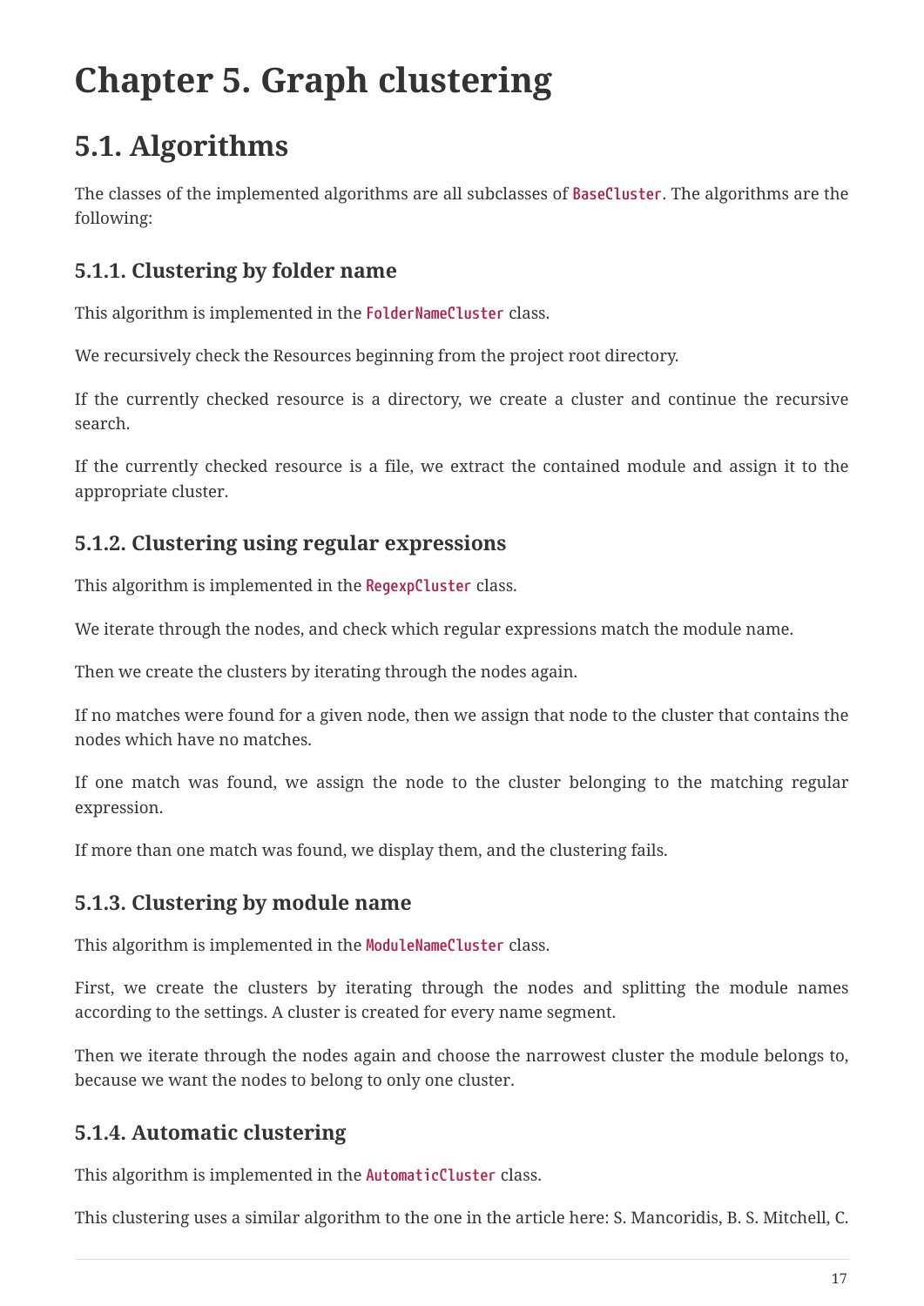# Chapter 5. Graph clustering

## 5.1. Algorithms

The classes of the implemented algorithms are all subclasses of `BaseCluster`. The algorithms are the following:

### 5.1.1. Clustering by folder name

This algorithm is implemented in the `FolderNameCluster` class.

We recursively check the Resources beginning from the project root directory.

If the currently checked resource is a directory, we create a cluster and continue the recursive search.

If the currently checked resource is a file, we extract the contained module and assign it to the appropriate cluster.

### 5.1.2. Clustering using regular expressions

This algorithm is implemented in the `RegexpCluster` class.

We iterate through the nodes, and check which regular expressions match the module name.

Then we create the clusters by iterating through the nodes again.

If no matches were found for a given node, then we assign that node to the cluster that contains the nodes which have no matches.

If one match was found, we assign the node to the cluster belonging to the matching regular expression.

If more than one match was found, we display them, and the clustering fails.

### 5.1.3. Clustering by module name

This algorithm is implemented in the `ModuleNameCluster` class.

First, we create the clusters by iterating through the nodes and splitting the module names according to the settings. A cluster is created for every name segment.

Then we iterate through the nodes again and choose the narrowest cluster the module belongs to, because we want the nodes to belong to only one cluster.

### 5.1.4. Automatic clustering

This algorithm is implemented in the `AutomaticCluster` class.

This clustering uses a similar algorithm to the one in the article here: S. Mancoridis, B. S. Mitchell, C.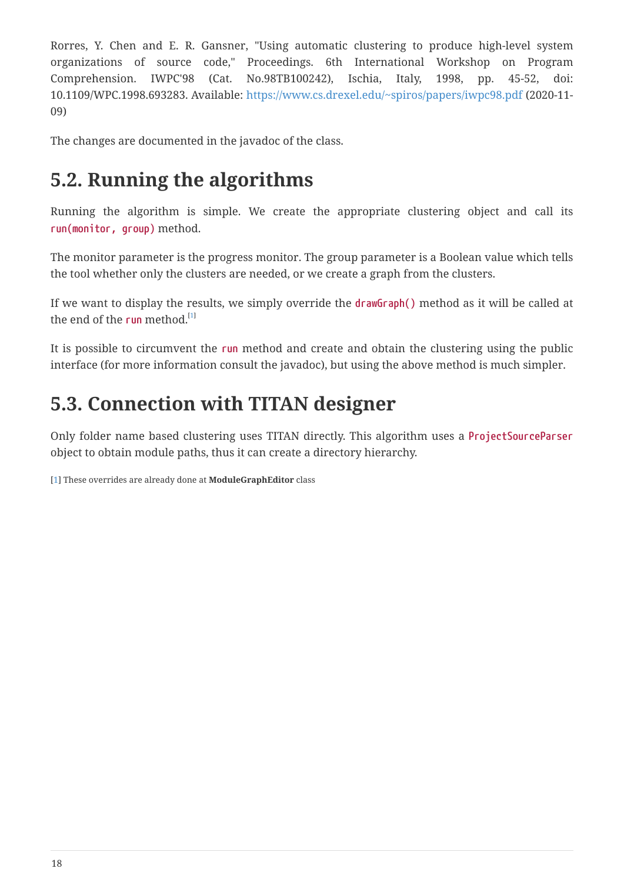Rorres, Y. Chen and E. R. Gansner, "Using automatic clustering to produce high-level system organizations of source code," Proceedings. 6th International Workshop on Program Comprehension. IWPC'98 (Cat. No.98TB100242), Ischia, Italy, 1998, pp. 45-52, doi: 10.1109/WPC.1998.693283. Available: https://www.cs.drexel.edu/~spiros/papers/iwpc98.pdf (2020-11-09)

The changes are documented in the javadoc of the class.

## 5.2. Running the algorithms

Running the algorithm is simple. We create the appropriate clustering object and call its `run(monitor, group)` method.

The monitor parameter is the progress monitor. The group parameter is a Boolean value which tells the tool whether only the clusters are needed, or we create a graph from the clusters.

If we want to display the results, we simply override the `drawGraph()` method as it will be called at the end of the `run` method.[1]

It is possible to circumvent the `run` method and create and obtain the clustering using the public interface (for more information consult the javadoc), but using the above method is much simpler.

## 5.3. Connection with TITAN designer

Only folder name based clustering uses TITAN directly. This algorithm uses a `ProjectSourceParser` object to obtain module paths, thus it can create a directory hierarchy.

[1] These overrides are already done at **ModuleGraphEditor** class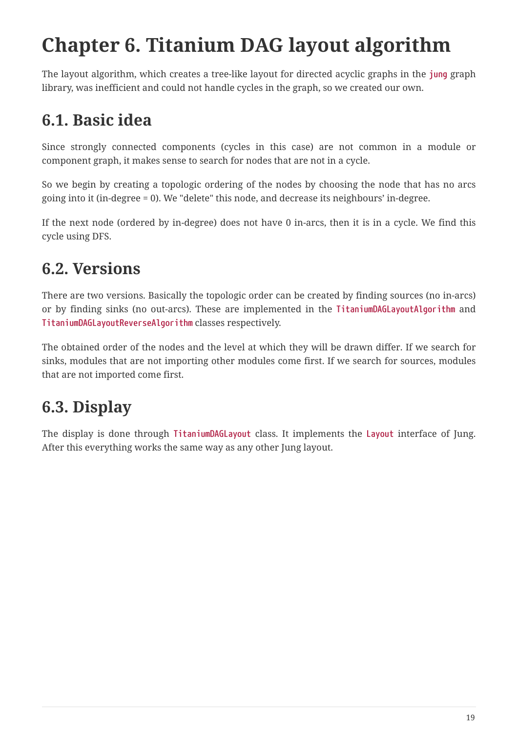# Chapter 6. Titanium DAG layout algorithm

The layout algorithm, which creates a tree-like layout for directed acyclic graphs in the `jung` graph library, was inefficient and could not handle cycles in the graph, so we created our own.

## 6.1. Basic idea

Since strongly connected components (cycles in this case) are not common in a module or component graph, it makes sense to search for nodes that are not in a cycle.

So we begin by creating a topologic ordering of the nodes by choosing the node that has no arcs going into it (in-degree = 0). We "delete" this node, and decrease its neighbours' in-degree.

If the next node (ordered by in-degree) does not have 0 in-arcs, then it is in a cycle. We find this cycle using DFS.

## 6.2. Versions

There are two versions. Basically the topologic order can be created by finding sources (no in-arcs) or by finding sinks (no out-arcs). These are implemented in the `TitaniumDAGLayoutAlgorithm` and `TitaniumDAGLayoutReverseAlgorithm` classes respectively.

The obtained order of the nodes and the level at which they will be drawn differ. If we search for sinks, modules that are not importing other modules come first. If we search for sources, modules that are not imported come first.

## 6.3. Display

The display is done through `TitaniumDAGLayout` class. It implements the `Layout` interface of Jung. After this everything works the same way as any other Jung layout.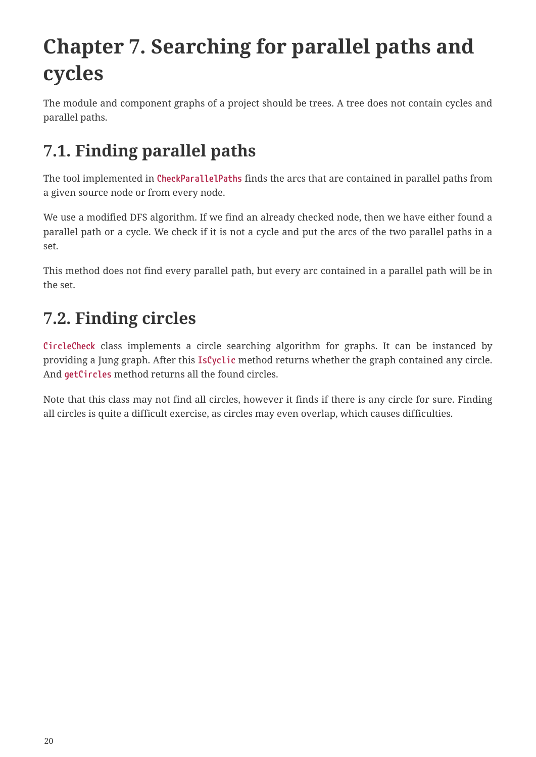# Chapter 7. Searching for parallel paths and cycles

The module and component graphs of a project should be trees. A tree does not contain cycles and parallel paths.

## 7.1. Finding parallel paths

The tool implemented in `CheckParallelPaths` finds the arcs that are contained in parallel paths from a given source node or from every node.

We use a modified DFS algorithm. If we find an already checked node, then we have either found a parallel path or a cycle. We check if it is not a cycle and put the arcs of the two parallel paths in a set.

This method does not find every parallel path, but every arc contained in a parallel path will be in the set.

## 7.2. Finding circles

`CircleCheck` class implements a circle searching algorithm for graphs. It can be instanced by providing a Jung graph. After this `IsCyclic` method returns whether the graph contained any circle. And `getCircles` method returns all the found circles.

Note that this class may not find all circles, however it finds if there is any circle for sure. Finding all circles is quite a difficult exercise, as circles may even overlap, which causes difficulties.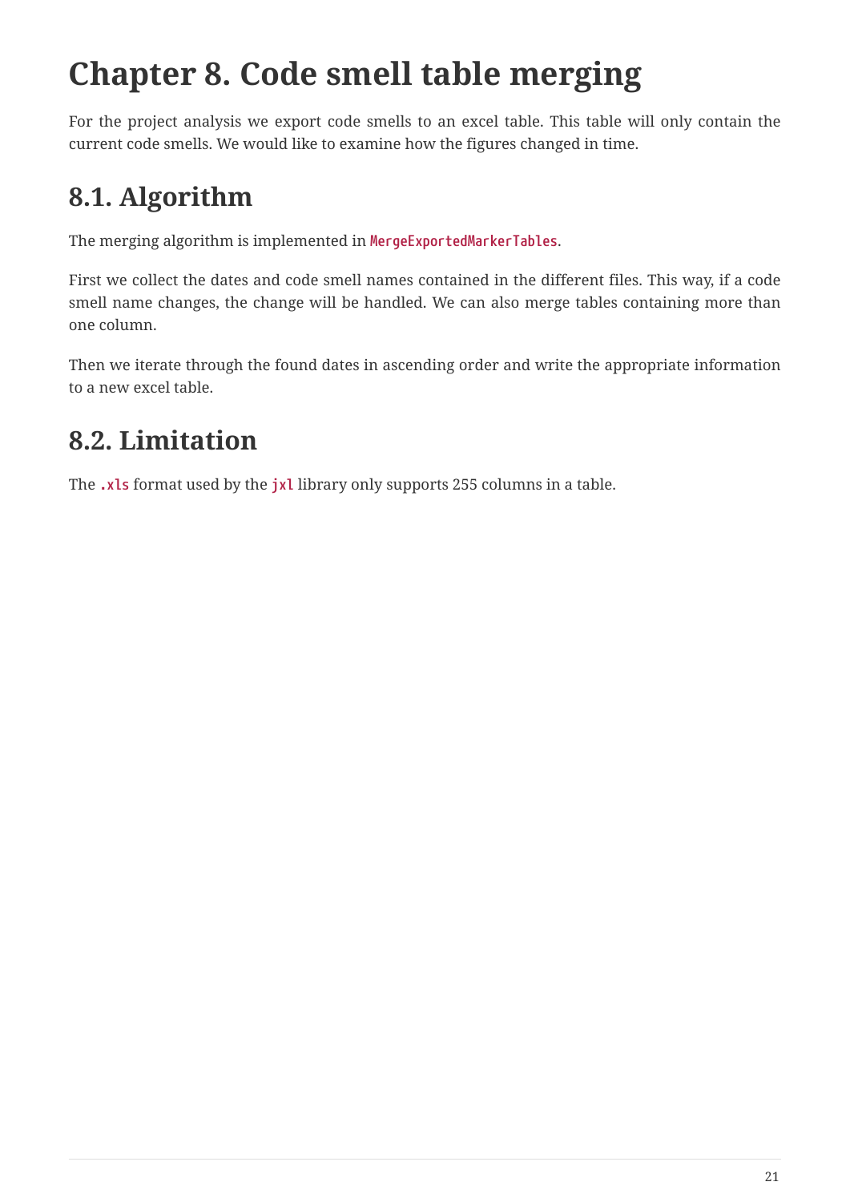# Chapter 8. Code smell table merging

For the project analysis we export code smells to an excel table. This table will only contain the current code smells. We would like to examine how the figures changed in time.

## 8.1. Algorithm

The merging algorithm is implemented in `MergeExportedMarkerTables`.

First we collect the dates and code smell names contained in the different files. This way, if a code smell name changes, the change will be handled. We can also merge tables containing more than one column.

Then we iterate through the found dates in ascending order and write the appropriate information to a new excel table.

## 8.2. Limitation

The `.xls` format used by the `jxl` library only supports 255 columns in a table.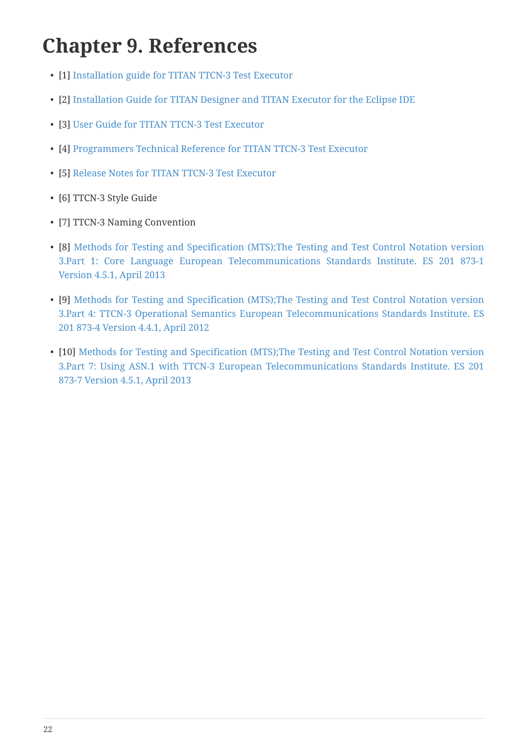# Chapter 9. References

- [1] Installation guide for TITAN TTCN-3 Test Executor
- [2] Installation Guide for TITAN Designer and TITAN Executor for the Eclipse IDE
- [3] User Guide for TITAN TTCN-3 Test Executor
- [4] Programmers Technical Reference for TITAN TTCN-3 Test Executor
- [5] Release Notes for TITAN TTCN-3 Test Executor
- [6] TTCN-3 Style Guide
- [7] TTCN-3 Naming Convention
- [8] Methods for Testing and Specification (MTS);The Testing and Test Control Notation version 3.Part 1: Core Language European Telecommunications Standards Institute. ES 201 873-1 Version 4.5.1, April 2013
- [9] Methods for Testing and Specification (MTS);The Testing and Test Control Notation version 3.Part 4: TTCN-3 Operational Semantics European Telecommunications Standards Institute. ES 201 873-4 Version 4.4.1, April 2012
- [10] Methods for Testing and Specification (MTS);The Testing and Test Control Notation version 3.Part 7: Using ASN.1 with TTCN-3 European Telecommunications Standards Institute. ES 201 873-7 Version 4.5.1, April 2013